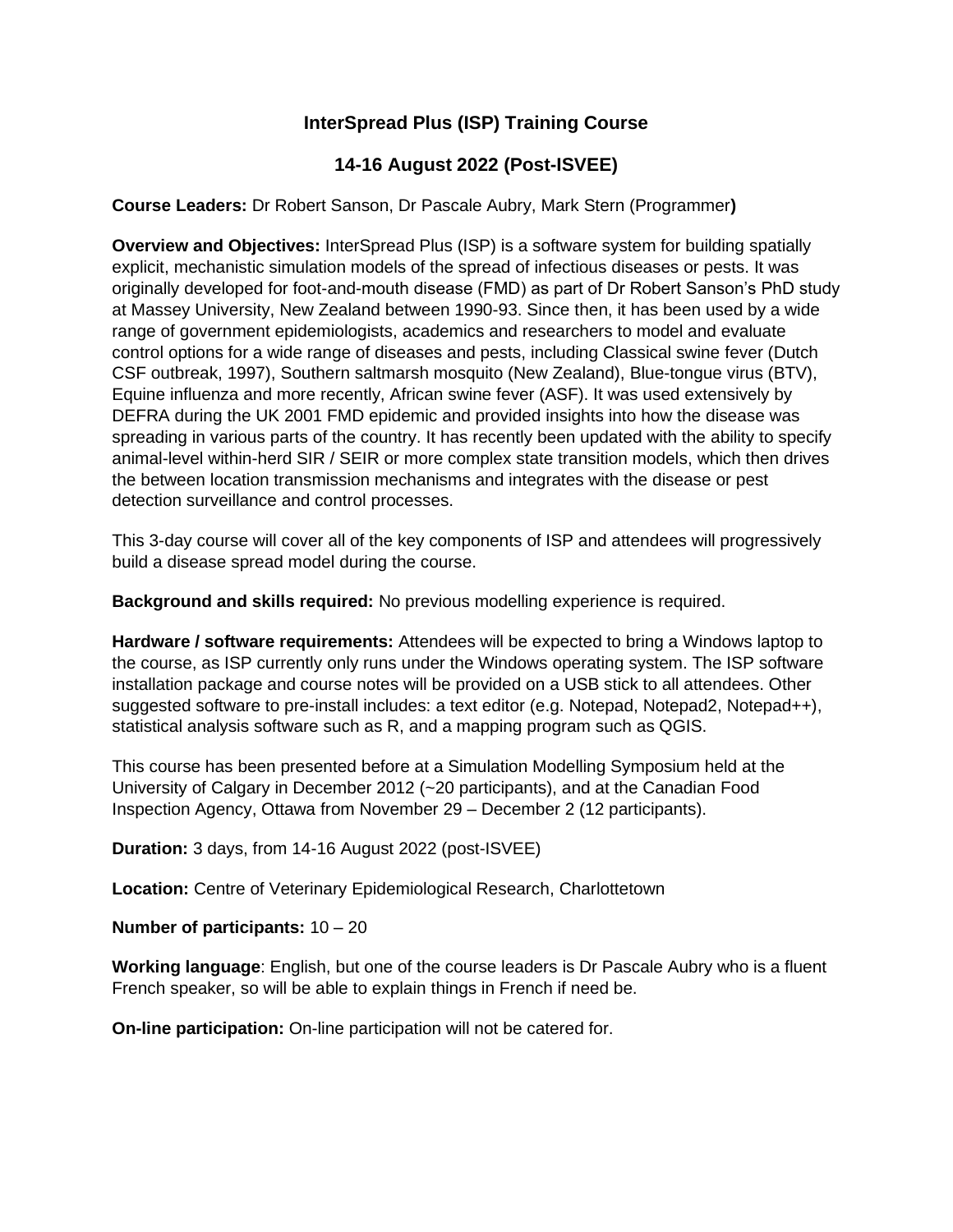# InterSpread Plus (ISP) Training Course

## 14-16 August 2022 (Post-ISVEE)

**Course Leaders:** Dr Robert Sanson, Dr Pascale Aubry, Mark Stern (Programmer**)**

**Overview and Objectives:** InterSpread Plus (ISP) is a software system for building spatially explicit, mechanistic simulation models of the spread of infectious diseases or pests. It was originally developed for foot-and-mouth disease (FMD) as part of Dr Robert Sanson's PhD study at Massey University, New Zealand between 1990-93. Since then, it has been used by a wide range of government epidemiologists, academics and researchers to model and evaluate control options for a wide range of diseases and pests, including Classical swine fever (Dutch CSF outbreak, 1997), Southern saltmarsh mosquito (New Zealand), Blue-tongue virus (BTV), Equine influenza and more recently, African swine fever (ASF). It was used extensively by DEFRA during the UK 2001 FMD epidemic and provided insights into how the disease was spreading in various parts of the country. It has recently been updated with the ability to specify animal-level within-herd SIR / SEIR or more complex state transition models, which then drives the between location transmission mechanisms and integrates with the disease or pest detection surveillance and control processes.

This 3-day course will cover all of the key components of ISP and attendees will progressively build a disease spread model during the course.

**Background and skills required:** No previous modelling experience is required.

**Hardware / software requirements:** Attendees will be expected to bring a Windows laptop to the course, as ISP currently only runs under the Windows operating system. The ISP software installation package and course notes will be provided on a USB stick to all attendees. Other suggested software to pre-install includes: a text editor (e.g. Notepad, Notepad2, Notepad++), statistical analysis software such as R, and a mapping program such as QGIS.

This course has been presented before at a Simulation Modelling Symposium held at the University of Calgary in December 2012 (~20 participants), and at the Canadian Food Inspection Agency, Ottawa from November 29 – December 2 (12 participants).

**Duration:** 3 days, from 14-16 August 2022 (post-ISVEE)

**Location:** Centre of Veterinary Epidemiological Research, Charlottetown

**Number of participants:** 10 – 20

**Working language**: English, but one of the course leaders is Dr Pascale Aubry who is a fluent French speaker, so will be able to explain things in French if need be.

**On-line participation:** On-line participation will not be catered for.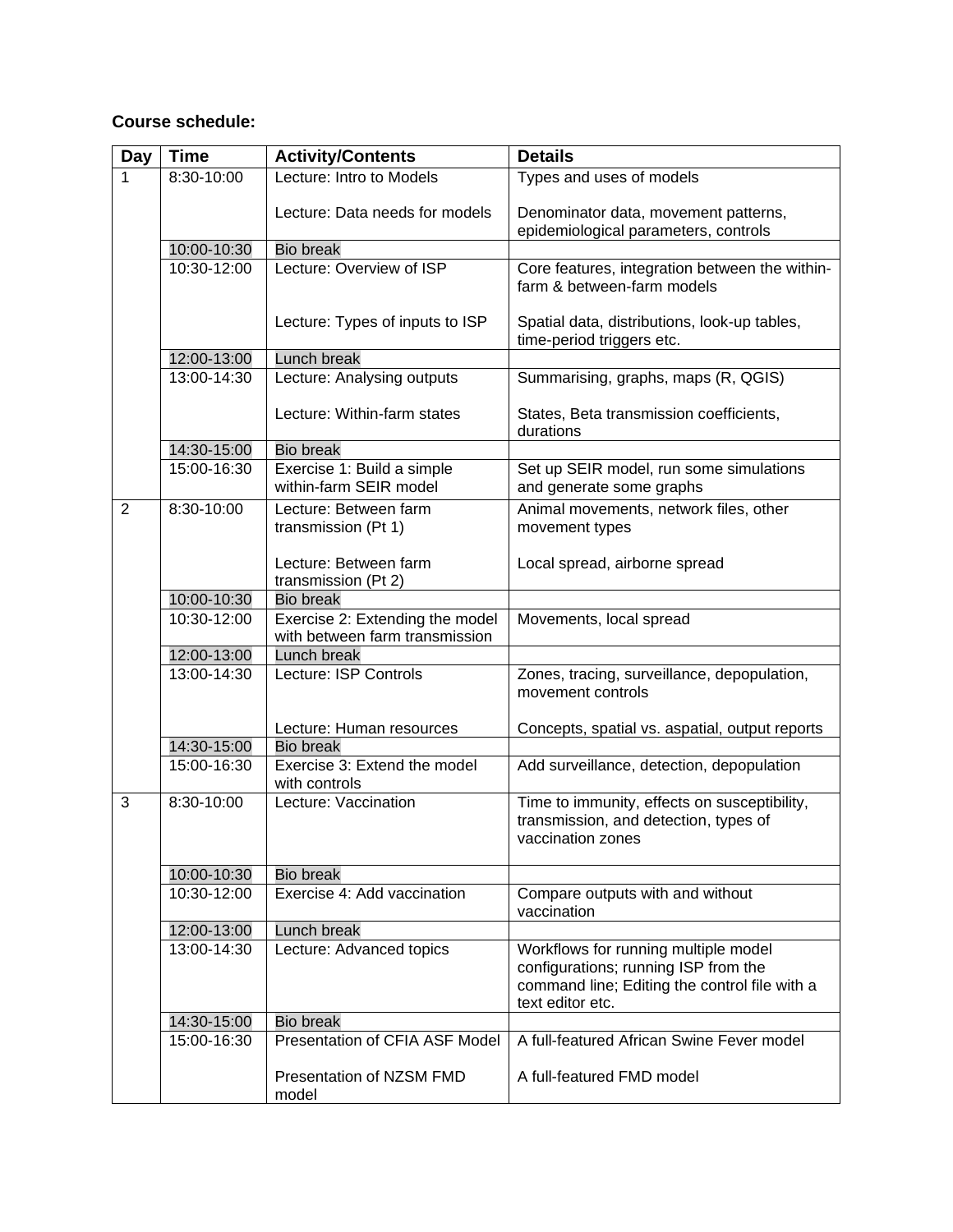**Course schedule:**

| Day | Time | Activity/Contents | Details |
|---|---|---|---|
| 1 | 8:30-10:00 | Lecture: Intro to Models<br><br>Lecture: Data needs for models | Types and uses of models<br><br>Denominator data, movement patterns, epidemiological parameters, controls |
| | 10:00-10:30 | Bio break | |
| | 10:30-12:00 | Lecture: Overview of ISP<br><br>Lecture: Types of inputs to ISP | Core features, integration between the within-farm & between-farm models<br><br>Spatial data, distributions, look-up tables, time-period triggers etc. |
| | 12:00-13:00 | Lunch break | |
| | 13:00-14:30 | Lecture: Analysing outputs<br><br>Lecture: Within-farm states | Summarising, graphs, maps (R, QGIS)<br><br>States, Beta transmission coefficients, durations |
| | 14:30-15:00 | Bio break | |
| | 15:00-16:30 | Exercise 1: Build a simple within-farm SEIR model | Set up SEIR model, run some simulations and generate some graphs |
| 2 | 8:30-10:00 | Lecture: Between farm transmission (Pt 1)<br><br>Lecture: Between farm transmission (Pt 2) | Animal movements, network files, other movement types<br><br>Local spread, airborne spread |
| | 10:00-10:30 | Bio break | |
| | 10:30-12:00 | Exercise 2: Extending the model with between farm transmission | Movements, local spread |
| | 12:00-13:00 | Lunch break | |
| | 13:00-14:30 | Lecture: ISP Controls<br><br>Lecture: Human resources | Zones, tracing, surveillance, depopulation, movement controls<br><br>Concepts, spatial vs. aspatial, output reports |
| | 14:30-15:00 | Bio break | |
| | 15:00-16:30 | Exercise 3: Extend the model with controls | Add surveillance, detection, depopulation |
| 3 | 8:30-10:00 | Lecture: Vaccination | Time to immunity, effects on susceptibility, transmission, and detection, types of vaccination zones |
| | 10:00-10:30 | Bio break | |
| | 10:30-12:00 | Exercise 4: Add vaccination | Compare outputs with and without vaccination |
| | 12:00-13:00 | Lunch break | |
| | 13:00-14:30 | Lecture: Advanced topics | Workflows for running multiple model configurations; running ISP from the command line; Editing the control file with a text editor etc. |
| | 14:30-15:00 | Bio break | |
| | 15:00-16:30 | Presentation of CFIA ASF Model<br><br>Presentation of NZSM FMD model | A full-featured African Swine Fever model<br><br>A full-featured FMD model |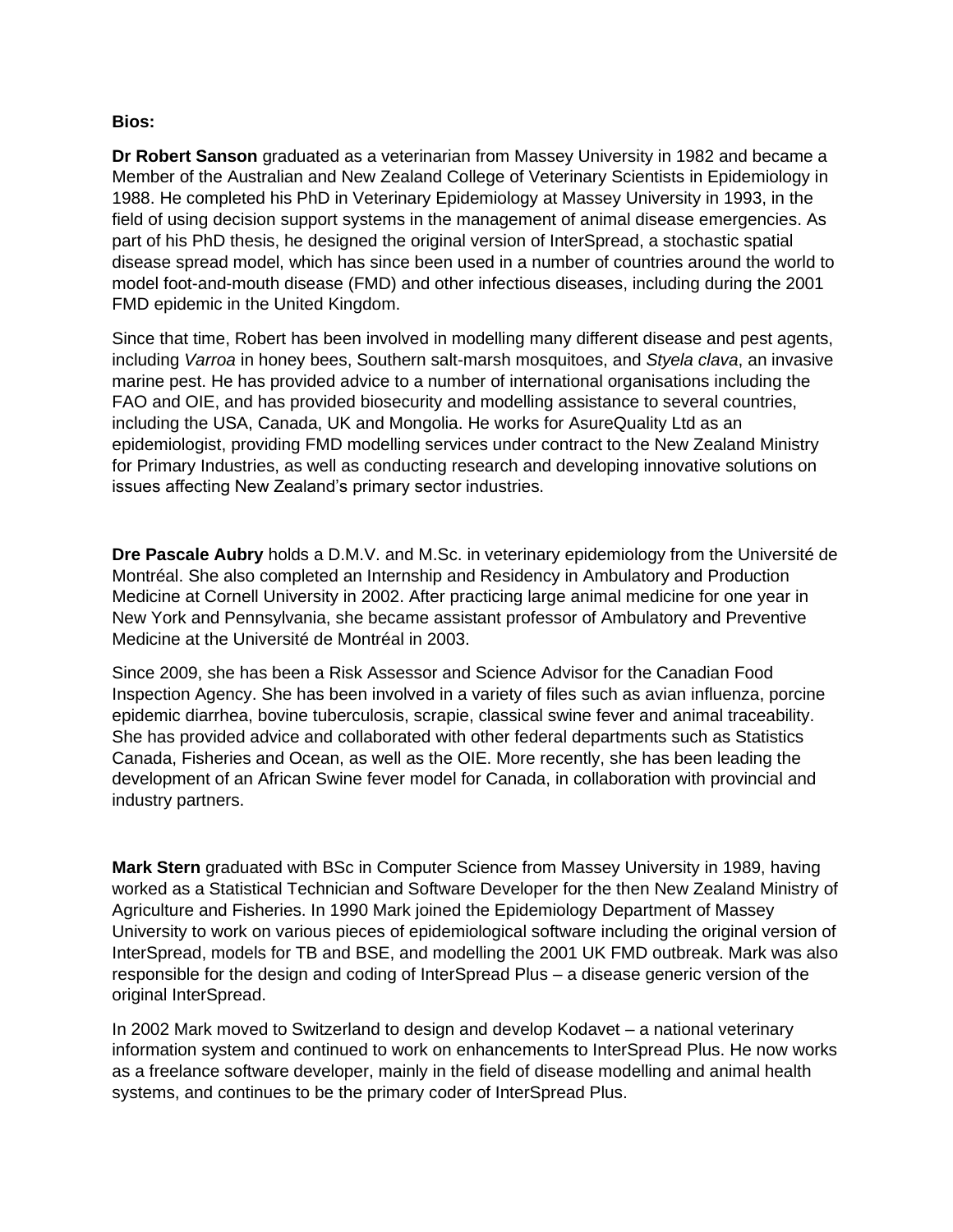**Bios:**

**Dr Robert Sanson** graduated as a veterinarian from Massey University in 1982 and became a Member of the Australian and New Zealand College of Veterinary Scientists in Epidemiology in 1988. He completed his PhD in Veterinary Epidemiology at Massey University in 1993, in the field of using decision support systems in the management of animal disease emergencies. As part of his PhD thesis, he designed the original version of InterSpread, a stochastic spatial disease spread model, which has since been used in a number of countries around the world to model foot-and-mouth disease (FMD) and other infectious diseases, including during the 2001 FMD epidemic in the United Kingdom.

Since that time, Robert has been involved in modelling many different disease and pest agents, including *Varroa* in honey bees, Southern salt-marsh mosquitoes, and *Styela clava*, an invasive marine pest. He has provided advice to a number of international organisations including the FAO and OIE, and has provided biosecurity and modelling assistance to several countries, including the USA, Canada, UK and Mongolia. He works for AsureQuality Ltd as an epidemiologist, providing FMD modelling services under contract to the New Zealand Ministry for Primary Industries, as well as conducting research and developing innovative solutions on issues affecting New Zealand's primary sector industries.

**Dre Pascale Aubry** holds a D.M.V. and M.Sc. in veterinary epidemiology from the Université de Montréal. She also completed an Internship and Residency in Ambulatory and Production Medicine at Cornell University in 2002. After practicing large animal medicine for one year in New York and Pennsylvania, she became assistant professor of Ambulatory and Preventive Medicine at the Université de Montréal in 2003.

Since 2009, she has been a Risk Assessor and Science Advisor for the Canadian Food Inspection Agency. She has been involved in a variety of files such as avian influenza, porcine epidemic diarrhea, bovine tuberculosis, scrapie, classical swine fever and animal traceability. She has provided advice and collaborated with other federal departments such as Statistics Canada, Fisheries and Ocean, as well as the OIE. More recently, she has been leading the development of an African Swine fever model for Canada, in collaboration with provincial and industry partners.

**Mark Stern** graduated with BSc in Computer Science from Massey University in 1989, having worked as a Statistical Technician and Software Developer for the then New Zealand Ministry of Agriculture and Fisheries. In 1990 Mark joined the Epidemiology Department of Massey University to work on various pieces of epidemiological software including the original version of InterSpread, models for TB and BSE, and modelling the 2001 UK FMD outbreak. Mark was also responsible for the design and coding of InterSpread Plus – a disease generic version of the original InterSpread.

In 2002 Mark moved to Switzerland to design and develop Kodavet – a national veterinary information system and continued to work on enhancements to InterSpread Plus. He now works as a freelance software developer, mainly in the field of disease modelling and animal health systems, and continues to be the primary coder of InterSpread Plus.